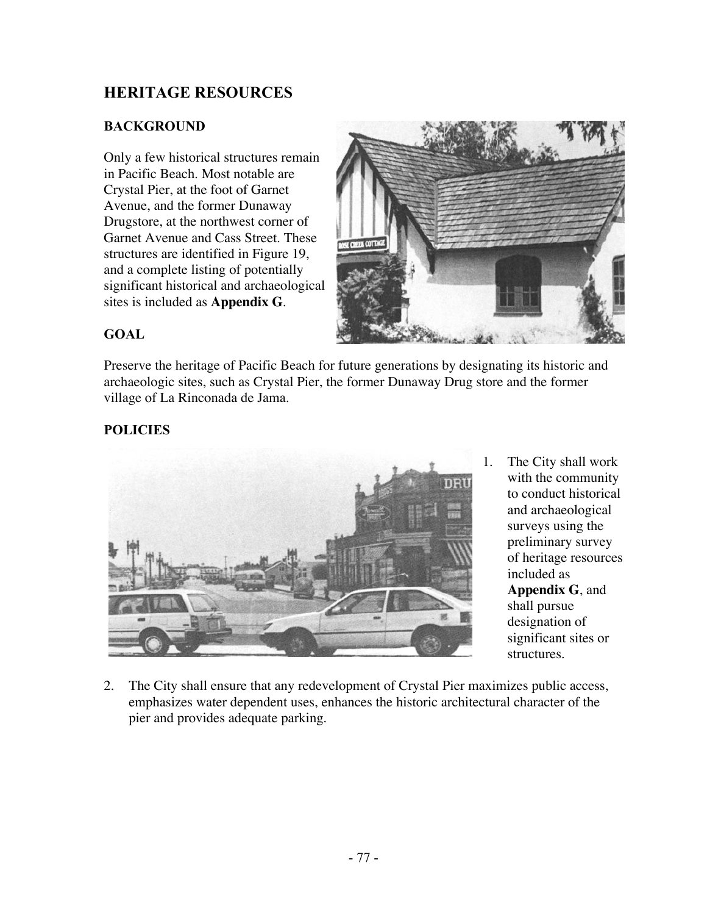## HERITAGE RESOURCES

### BACKGROUND

Only a few historical structures remain in Pacific Beach. Most notable are Crystal Pier, at the foot of Garnet Avenue, and the former Dunaway Drugstore, at the northwest corner of Garnet Avenue and Cass Street. These structures are identified in Figure 19, and a complete listing of potentially significant historical and archaeological sites is included as **Appendix G**.

### GOAL

Preserve the heritage of Pacific Beach for future generations by designating its historic and archaeologic sites, such as Crystal Pier, the former Dunaway Drug store and the former village of La Rinconada de Jama.

### POLICIES

1. The City shall work with the community to conduct historical and archaeological surveys using the preliminary survey of heritage resources included as **Appendix G**, and shall pursue designation of significant sites or structures.

2. The City shall ensure that any redevelopment of Crystal Pier maximizes public access, emphasizes water dependent uses, enhances the historic architectural character of the pier and provides adequate parking.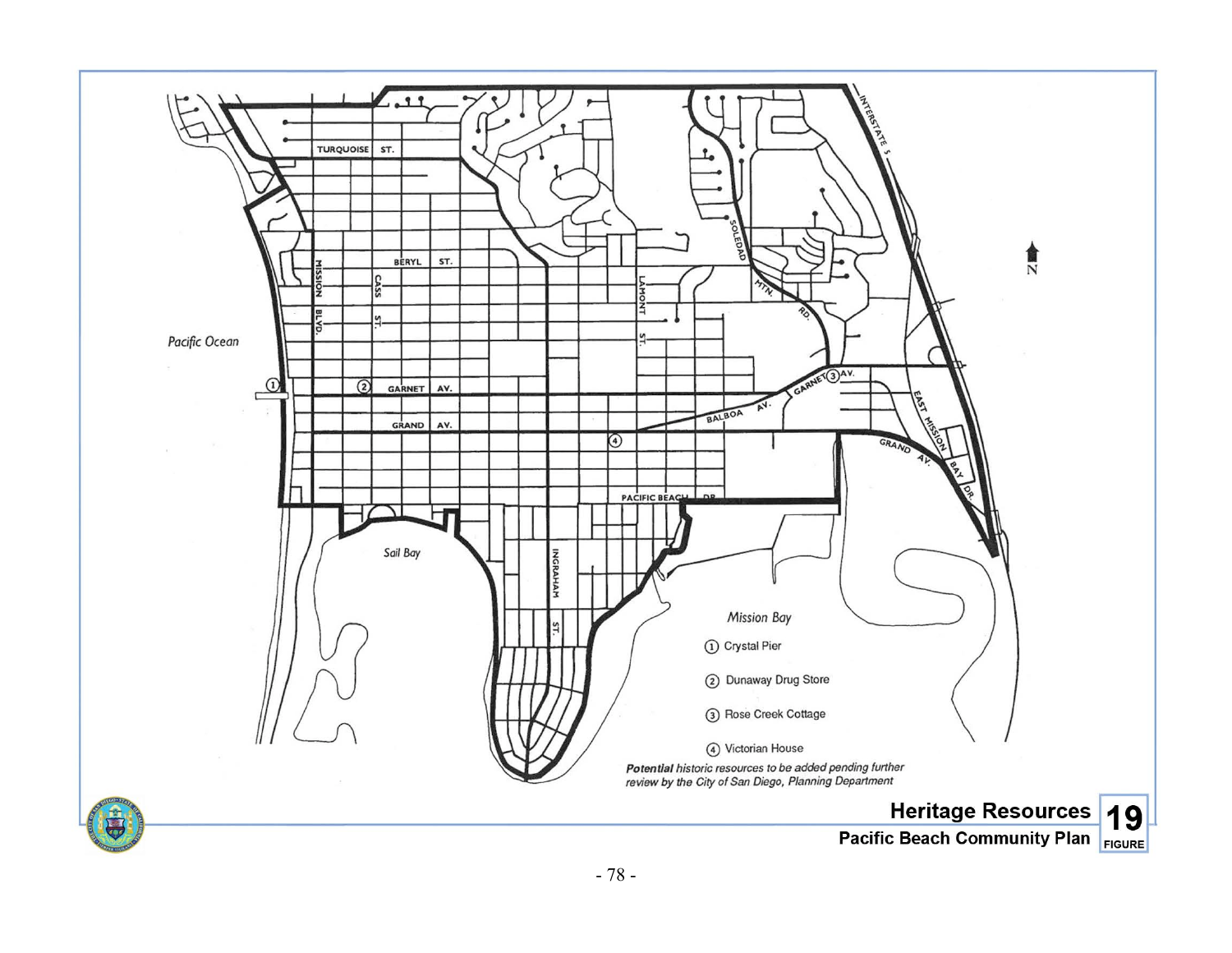Pacific Ocean

Sail Bay

Mission Bay

TURQUOISE ST.

BERYL ST.

MISSION BLVD.

CASS ST.

LAMONT ST.

SOLEDAD MTN. RD.

INTERSTATE 5

GARNET AV.

GRAND AV.

BALBOA AV.

EAST MISSION BAY DR.

PACIFIC BEACH DR.

INGRAHAM ST.

N

1. Crystal Pier
2. Dunaway Drug Store
3. Rose Creek Cottage
4. Victorian House

***Potential** historic resources to be added pending further review by the City of San Diego, Planning Department*

**Heritage Resources**

**Pacific Beach Community Plan**

**FIGURE 19**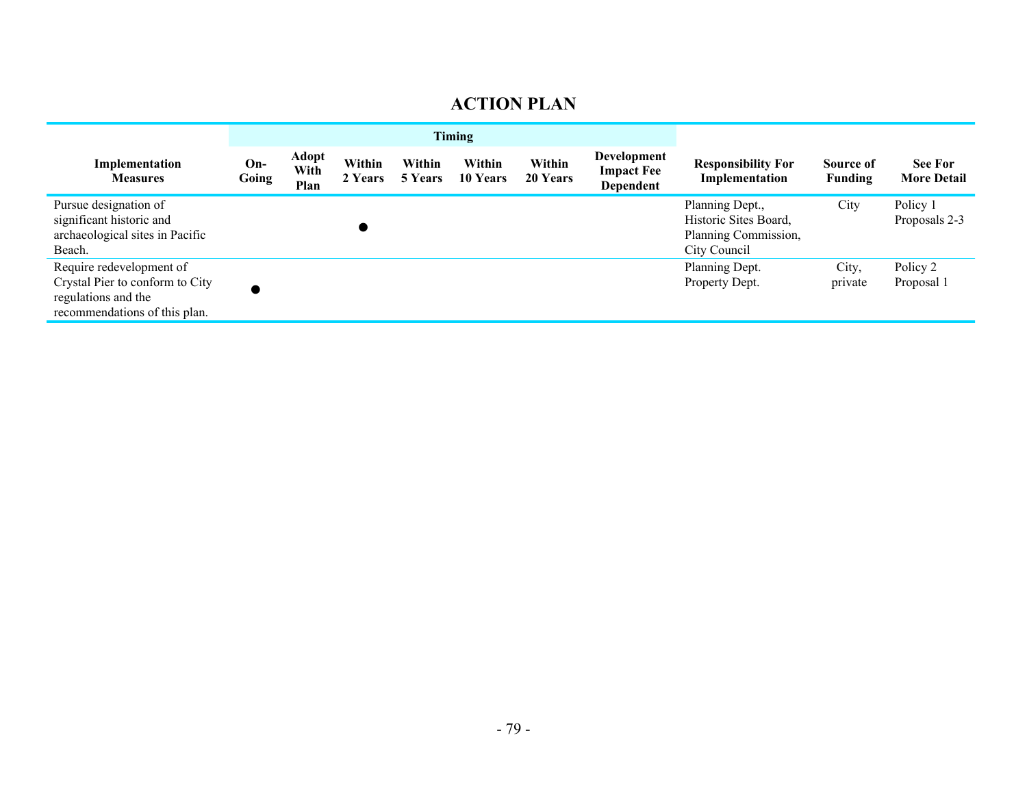## ACTION PLAN

| Implementation Measures | Timing | | | | | | | Responsibility For Implementation | Source of Funding | See For More Detail |
|---|---|---|---|---|---|---|---|---|---|---|
| | On-Going | Adopt With Plan | Within 2 Years | Within 5 Years | Within 10 Years | Within 20 Years | Development Impact Fee Dependent | | | |
| Pursue designation of significant historic and archaeological sites in Pacific Beach. | | | ● | | | | | Planning Dept., Historic Sites Board, Planning Commission, City Council | City | Policy 1 Proposals 2-3 |
| Require redevelopment of Crystal Pier to conform to City regulations and the recommendations of this plan. | ● | | | | | | | Planning Dept. Property Dept. | City, private | Policy 2 Proposal 1 |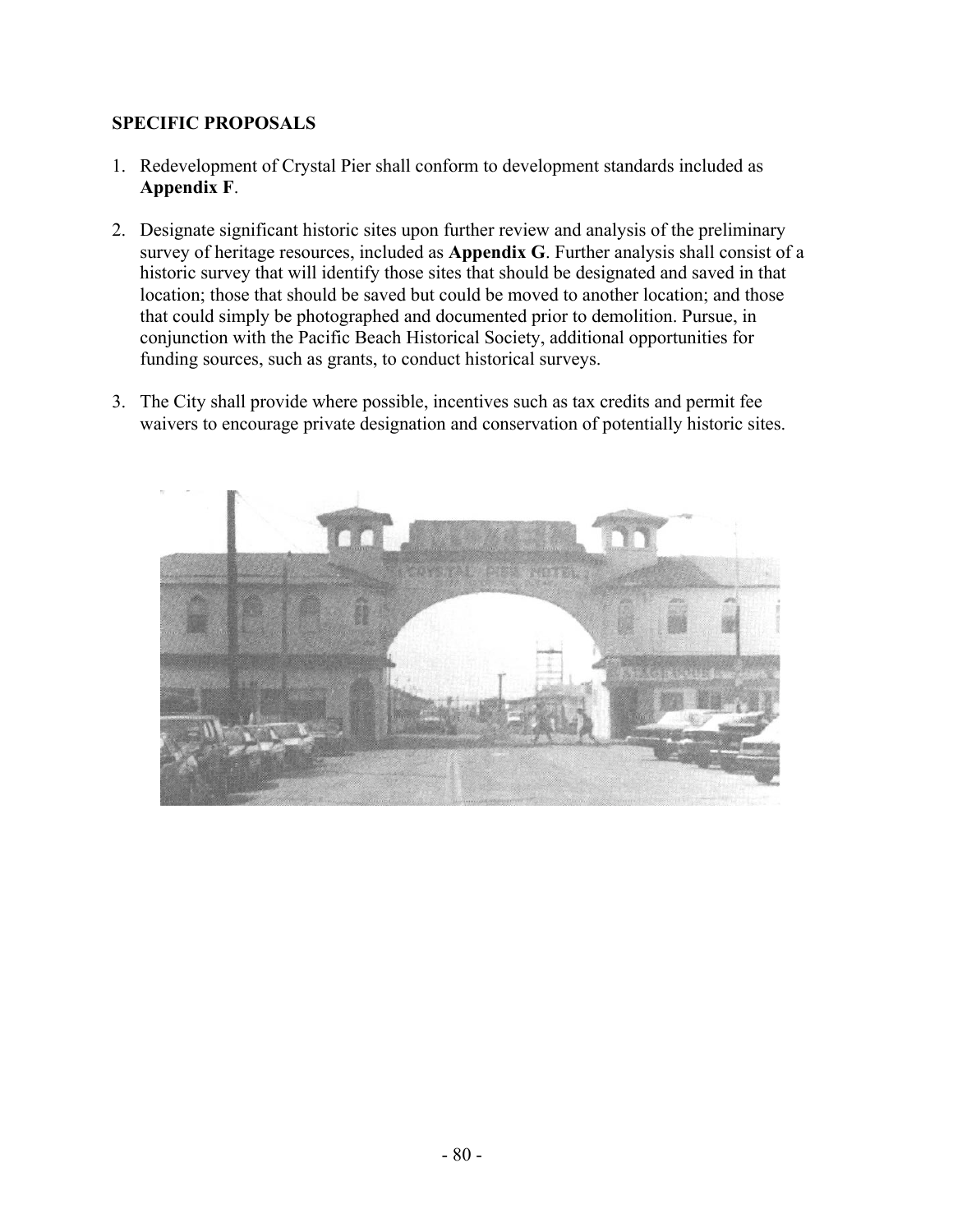**SPECIFIC PROPOSALS**

1. Redevelopment of Crystal Pier shall conform to development standards included as **Appendix F**.

2. Designate significant historic sites upon further review and analysis of the preliminary survey of heritage resources, included as **Appendix G**. Further analysis shall consist of a historic survey that will identify those sites that should be designated and saved in that location; those that should be saved but could be moved to another location; and those that could simply be photographed and documented prior to demolition. Pursue, in conjunction with the Pacific Beach Historical Society, additional opportunities for funding sources, such as grants, to conduct historical surveys.

3. The City shall provide where possible, incentives such as tax credits and permit fee waivers to encourage private designation and conservation of potentially historic sites.